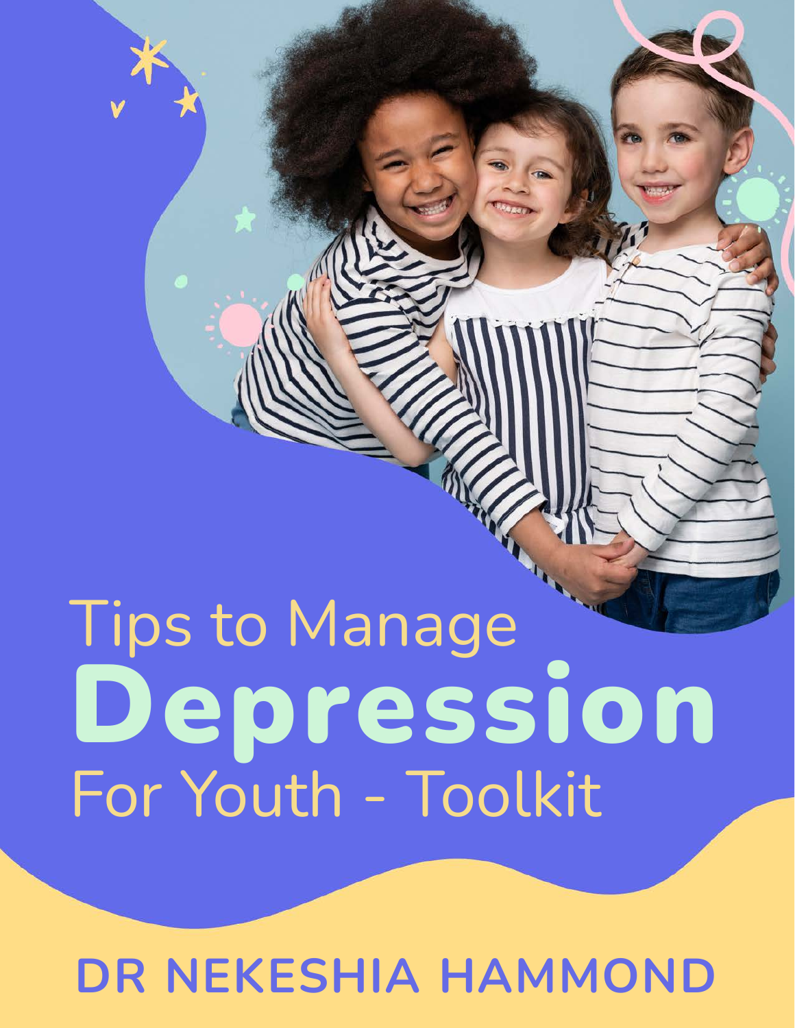# Tips to Manage **Depression** For Youth - Toolkit

**DR NEKESHIA HAMMOND**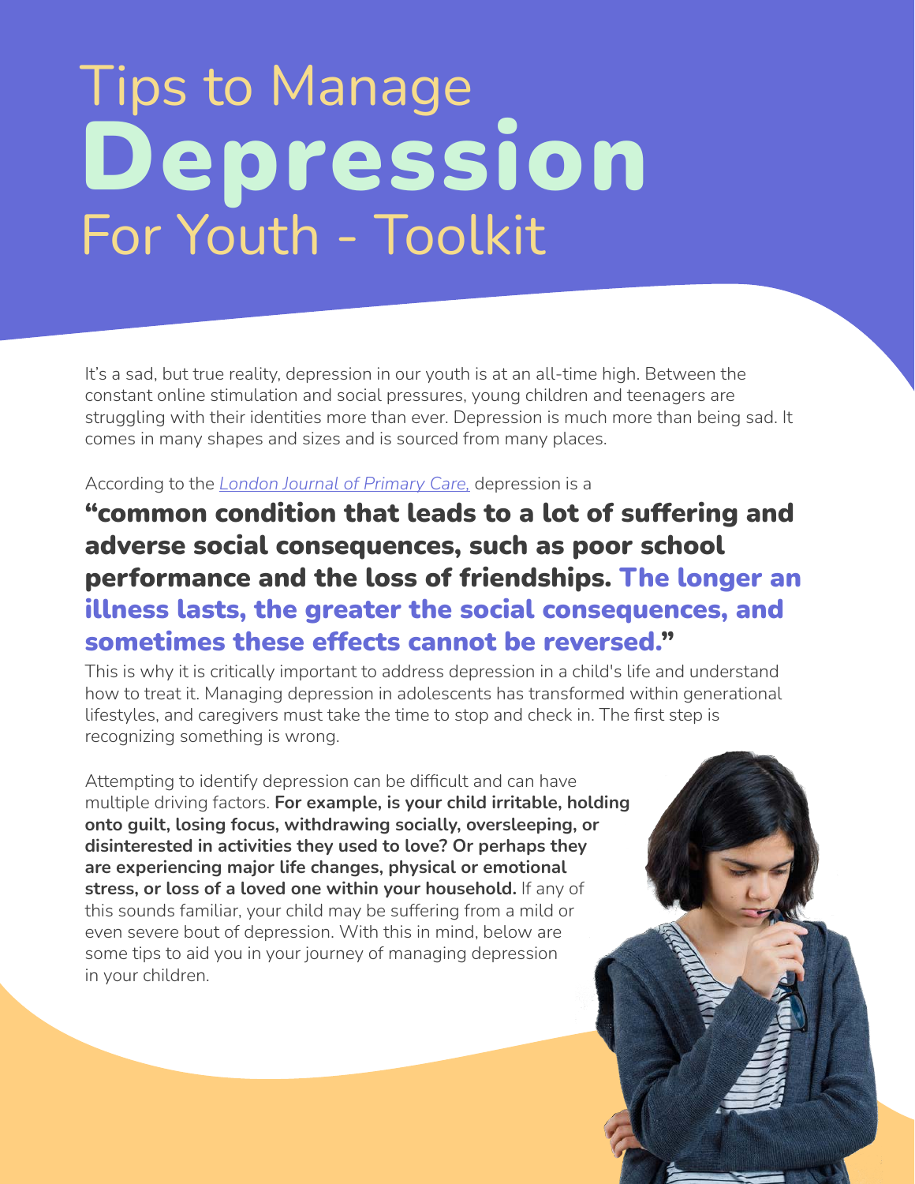# Tips to Manage **Depression** For Youth - Toolkit

It's a sad, but true reality, depression in our youth is at an all-time high. Between the constant online stimulation and social pressures, young children and teenagers are struggling with their identities more than ever. Depression is much more than being sad. It comes in many shapes and sizes and is sourced from many places.

According to the *London Journal of Primary Care,* depression is a

**"common condition that leads to a lot of suffering and adverse social consequences, such as poor school performance and the loss of friendships. The longer an illness lasts, the greater the social consequences, and sometimes these effects cannot be reversed."**

This is why it is critically important to address depression in a child's life and understand how to treat it. Managing depression in adolescents has transformed within generational lifestyles, and caregivers must take the time to stop and check in. The first step is recognizing something is wrong.

Attempting to identify depression can be difficult and can have multiple driving factors. **For example, is your child irritable, holding onto guilt, losing focus, withdrawing socially, oversleeping, or disinterested in activities they used to love? Or perhaps they are experiencing major life changes, physical or emotional stress, or loss of a loved one within your household.** If any of this sounds familiar, your child may be suffering from a mild or even severe bout of depression. With this in mind, below are some tips to aid you in your journey of managing depression in your children.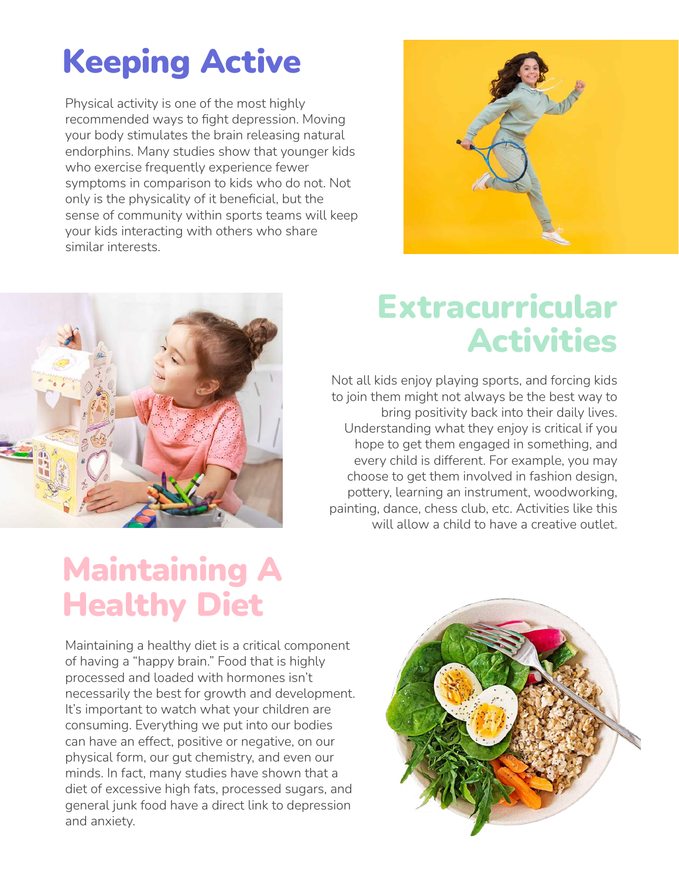# Keeping Active

Physical activity is one of the most highly recommended ways to fight depression. Moving your body stimulates the brain releasing natural endorphins. Many studies show that younger kids who exercise frequently experience fewer symptoms in comparison to kids who do not. Not only is the physicality of it beneficial, but the sense of community within sports teams will keep your kids interacting with others who share similar interests.

# Extracurricular Activities

Not all kids enjoy playing sports, and forcing kids to join them might not always be the best way to bring positivity back into their daily lives. Understanding what they enjoy is critical if you hope to get them engaged in something, and every child is different. For example, you may choose to get them involved in fashion design, pottery, learning an instrument, woodworking, painting, dance, chess club, etc. Activities like this will allow a child to have a creative outlet.

# Maintaining A Healthy Diet

Maintaining a healthy diet is a critical component of having a "happy brain." Food that is highly processed and loaded with hormones isn't necessarily the best for growth and development. It's important to watch what your children are consuming. Everything we put into our bodies can have an effect, positive or negative, on our physical form, our gut chemistry, and even our minds. In fact, many studies have shown that a diet of excessive high fats, processed sugars, and general junk food have a direct link to depression and anxiety.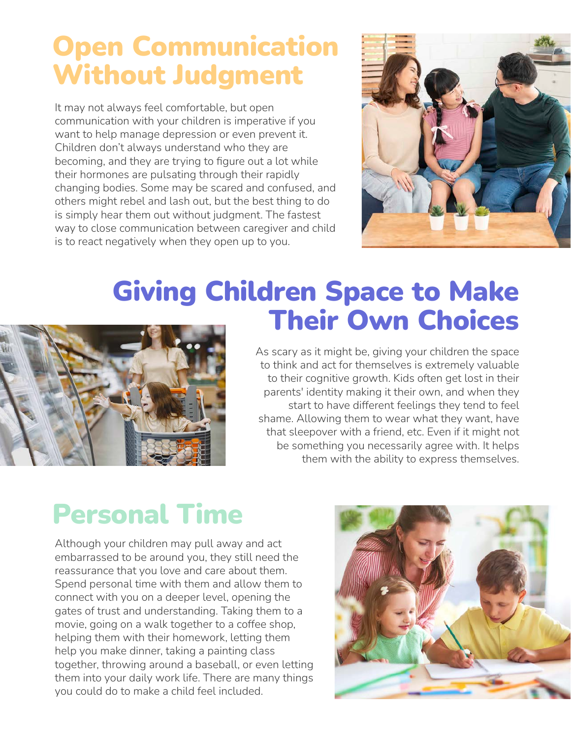# Open Communication Without Judgment

It may not always feel comfortable, but open communication with your children is imperative if you want to help manage depression or even prevent it. Children don't always understand who they are becoming, and they are trying to figure out a lot while their hormones are pulsating through their rapidly changing bodies. Some may be scared and confused, and others might rebel and lash out, but the best thing to do is simply hear them out without judgment. The fastest way to close communication between caregiver and child is to react negatively when they open up to you.

# Giving Children Space to Make Their Own Choices

As scary as it might be, giving your children the space to think and act for themselves is extremely valuable to their cognitive growth. Kids often get lost in their parents' identity making it their own, and when they start to have different feelings they tend to feel shame. Allowing them to wear what they want, have that sleepover with a friend, etc. Even if it might not be something you necessarily agree with. It helps them with the ability to express themselves.

# Personal Time

Although your children may pull away and act embarrassed to be around you, they still need the reassurance that you love and care about them. Spend personal time with them and allow them to connect with you on a deeper level, opening the gates of trust and understanding. Taking them to a movie, going on a walk together to a coffee shop, helping them with their homework, letting them help you make dinner, taking a painting class together, throwing around a baseball, or even letting them into your daily work life. There are many things you could do to make a child feel included.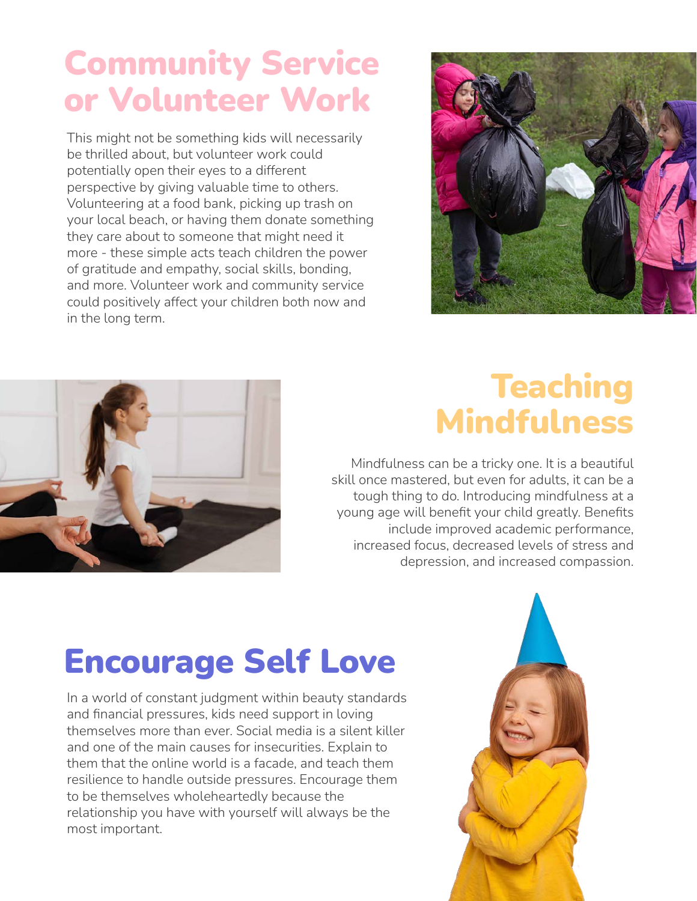# Community Service or Volunteer Work

This might not be something kids will necessarily be thrilled about, but volunteer work could potentially open their eyes to a different perspective by giving valuable time to others. Volunteering at a food bank, picking up trash on your local beach, or having them donate something they care about to someone that might need it more - these simple acts teach children the power of gratitude and empathy, social skills, bonding, and more. Volunteer work and community service could positively affect your children both now and in the long term.

# Teaching Mindfulness

Mindfulness can be a tricky one. It is a beautiful skill once mastered, but even for adults, it can be a tough thing to do. Introducing mindfulness at a young age will benefit your child greatly. Benefits include improved academic performance, increased focus, decreased levels of stress and depression, and increased compassion.

# Encourage Self Love

In a world of constant judgment within beauty standards and financial pressures, kids need support in loving themselves more than ever. Social media is a silent killer and one of the main causes for insecurities. Explain to them that the online world is a facade, and teach them resilience to handle outside pressures. Encourage them to be themselves wholeheartedly because the relationship you have with yourself will always be the most important.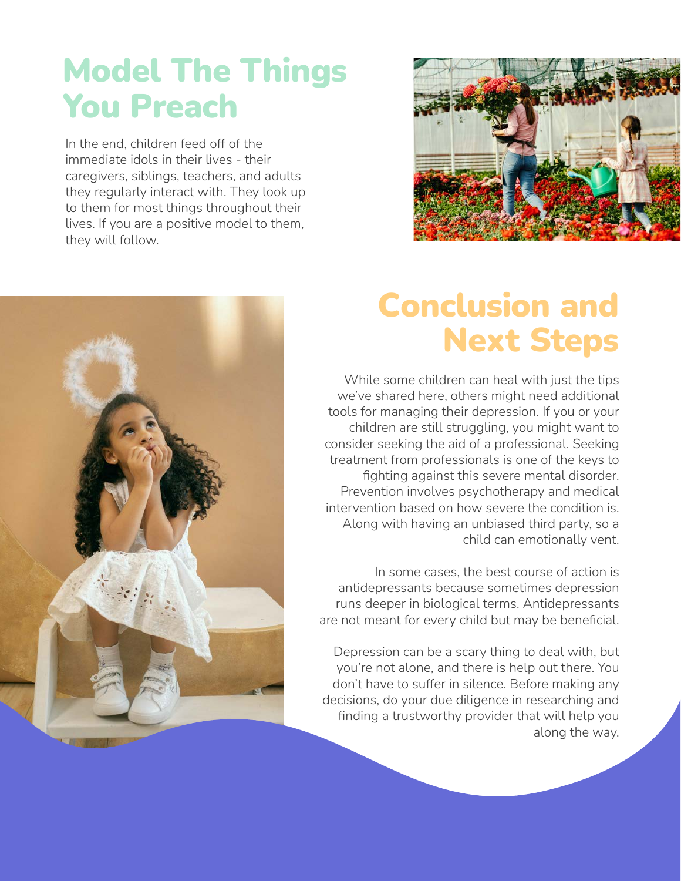# Model The Things You Preach

In the end, children feed off of the immediate idols in their lives - their caregivers, siblings, teachers, and adults they regularly interact with. They look up to them for most things throughout their lives. If you are a positive model to them, they will follow.

# Conclusion and Next Steps

While some children can heal with just the tips we've shared here, others might need additional tools for managing their depression. If you or your children are still struggling, you might want to consider seeking the aid of a professional. Seeking treatment from professionals is one of the keys to fighting against this severe mental disorder. Prevention involves psychotherapy and medical intervention based on how severe the condition is. Along with having an unbiased third party, so a child can emotionally vent.

In some cases, the best course of action is antidepressants because sometimes depression runs deeper in biological terms. Antidepressants are not meant for every child but may be beneficial.

Depression can be a scary thing to deal with, but you're not alone, and there is help out there. You don't have to suffer in silence. Before making any decisions, do your due diligence in researching and finding a trustworthy provider that will help you along the way.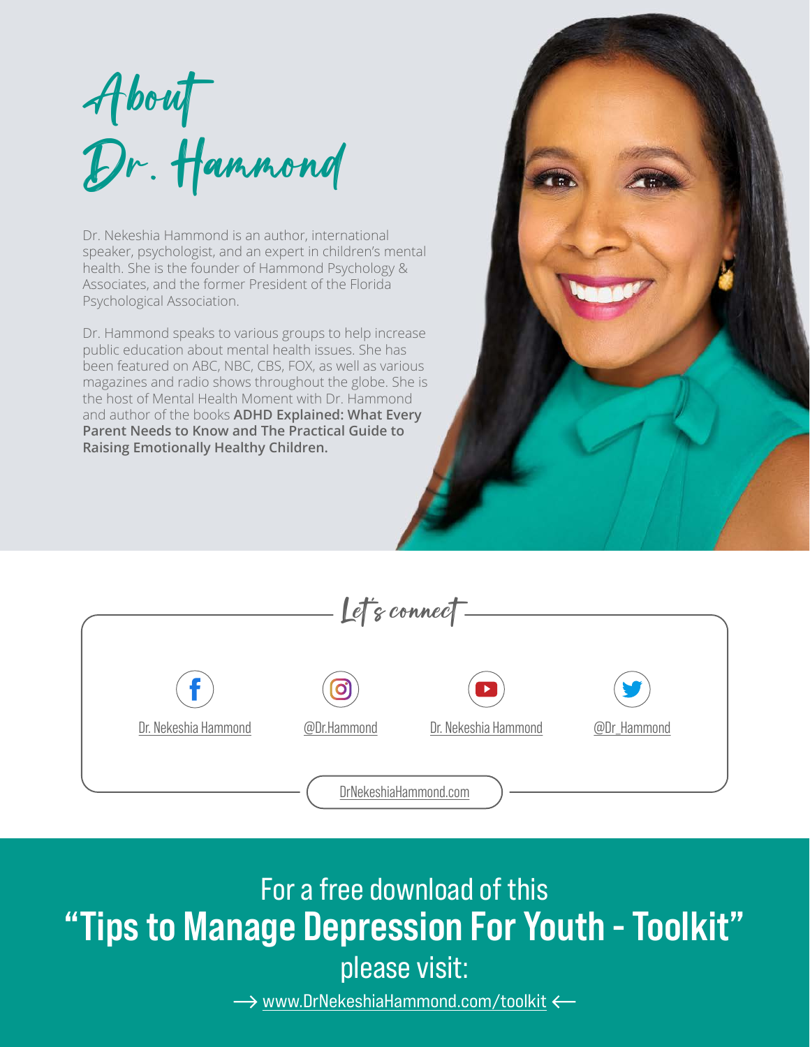# About Dr. Hammond

Dr. Nekeshia Hammond is an author, international speaker, psychologist, and an expert in children's mental health. She is the founder of Hammond Psychology & Associates, and the former President of the Florida Psychological Association.

Dr. Hammond speaks to various groups to help increase public education about mental health issues. She has been featured on ABC, NBC, CBS, FOX, as well as various magazines and radio shows throughout the globe. She is the host of Mental Health Moment with Dr. Hammond and author of the books **ADHD Explained: What Every Parent Needs to Know and The Practical Guide to Raising Emotionally Healthy Children.**

## Let's connect

Dr. Nekeshia Hammond

@Dr.Hammond

Dr. Nekeshia Hammond

@Dr_Hammond

DrNekeshiaHammond.com

For a free download of this

**"Tips to Manage Depression For Youth - Toolkit"**

please visit:

→ www.DrNekeshiaHammond.com/toolkit ←